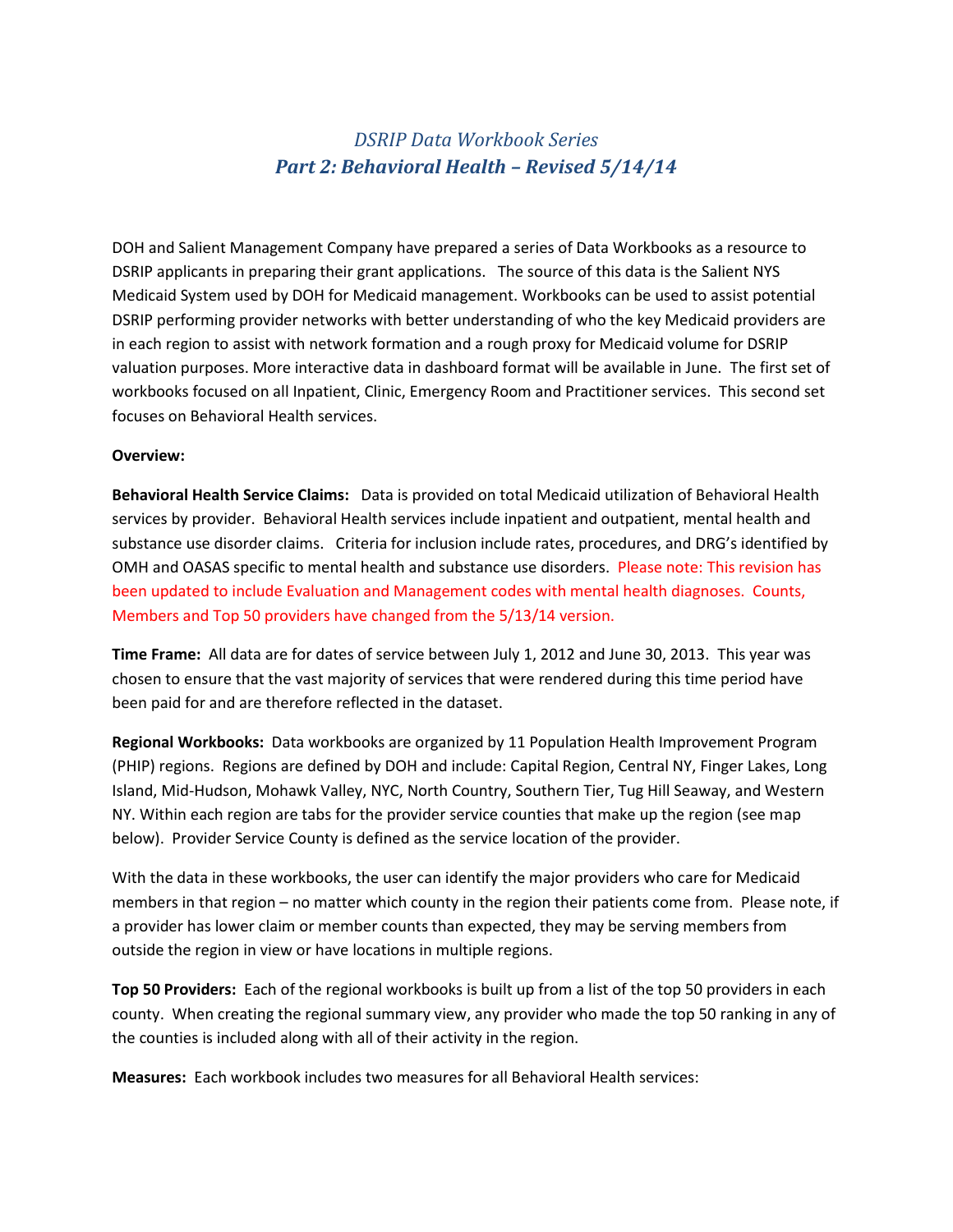# *DSRIP Data Workbook Series*
## *Part 2: Behavioral Health – Revised 5/14/14*

DOH and Salient Management Company have prepared a series of Data Workbooks as a resource to DSRIP applicants in preparing their grant applications. The source of this data is the Salient NYS Medicaid System used by DOH for Medicaid management. Workbooks can be used to assist potential DSRIP performing provider networks with better understanding of who the key Medicaid providers are in each region to assist with network formation and a rough proxy for Medicaid volume for DSRIP valuation purposes. More interactive data in dashboard format will be available in June. The first set of workbooks focused on all Inpatient, Clinic, Emergency Room and Practitioner services. This second set focuses on Behavioral Health services.

**Overview:**

**Behavioral Health Service Claims:** Data is provided on total Medicaid utilization of Behavioral Health services by provider. Behavioral Health services include inpatient and outpatient, mental health and substance use disorder claims. Criteria for inclusion include rates, procedures, and DRG's identified by OMH and OASAS specific to mental health and substance use disorders. Please note: This revision has been updated to include Evaluation and Management codes with mental health diagnoses. Counts, Members and Top 50 providers have changed from the 5/13/14 version.

**Time Frame:** All data are for dates of service between July 1, 2012 and June 30, 2013. This year was chosen to ensure that the vast majority of services that were rendered during this time period have been paid for and are therefore reflected in the dataset.

**Regional Workbooks:** Data workbooks are organized by 11 Population Health Improvement Program (PHIP) regions. Regions are defined by DOH and include: Capital Region, Central NY, Finger Lakes, Long Island, Mid-Hudson, Mohawk Valley, NYC, North Country, Southern Tier, Tug Hill Seaway, and Western NY. Within each region are tabs for the provider service counties that make up the region (see map below). Provider Service County is defined as the service location of the provider.

With the data in these workbooks, the user can identify the major providers who care for Medicaid members in that region – no matter which county in the region their patients come from. Please note, if a provider has lower claim or member counts than expected, they may be serving members from outside the region in view or have locations in multiple regions.

**Top 50 Providers:** Each of the regional workbooks is built up from a list of the top 50 providers in each county. When creating the regional summary view, any provider who made the top 50 ranking in any of the counties is included along with all of their activity in the region.

**Measures:** Each workbook includes two measures for all Behavioral Health services: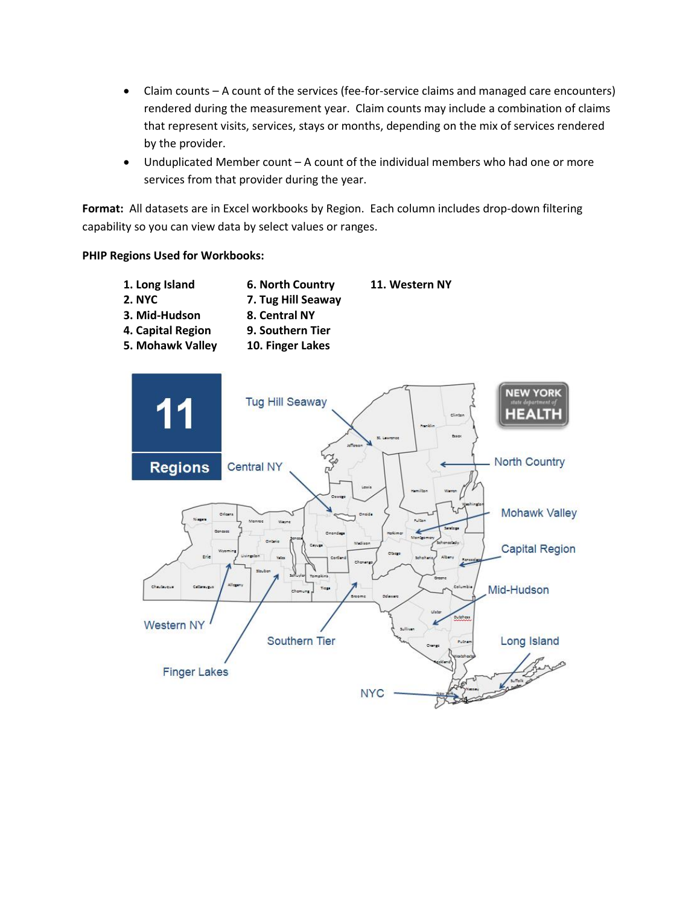- Claim counts – A count of the services (fee-for-service claims and managed care encounters) rendered during the measurement year. Claim counts may include a combination of claims that represent visits, services, stays or months, depending on the mix of services rendered by the provider.
- Unduplicated Member count – A count of the individual members who had one or more services from that provider during the year.

**Format:** All datasets are in Excel workbooks by Region. Each column includes drop-down filtering capability so you can view data by select values or ranges.

**PHIP Regions Used for Workbooks:**

**1. Long Island**
**2. NYC**
**3. Mid-Hudson**
**4. Capital Region**
**5. Mohawk Valley**
**6. North Country**
**7. Tug Hill Seaway**
**8. Central NY**
**9. Southern Tier**
**10. Finger Lakes**
**11. Western NY**

11 Regions

NEW YORK state department of HEALTH

Tug Hill Seaway
Central NY
North Country
Mohawk Valley
Capital Region
Mid-Hudson
Long Island
NYC
Southern Tier
Western NY
Finger Lakes